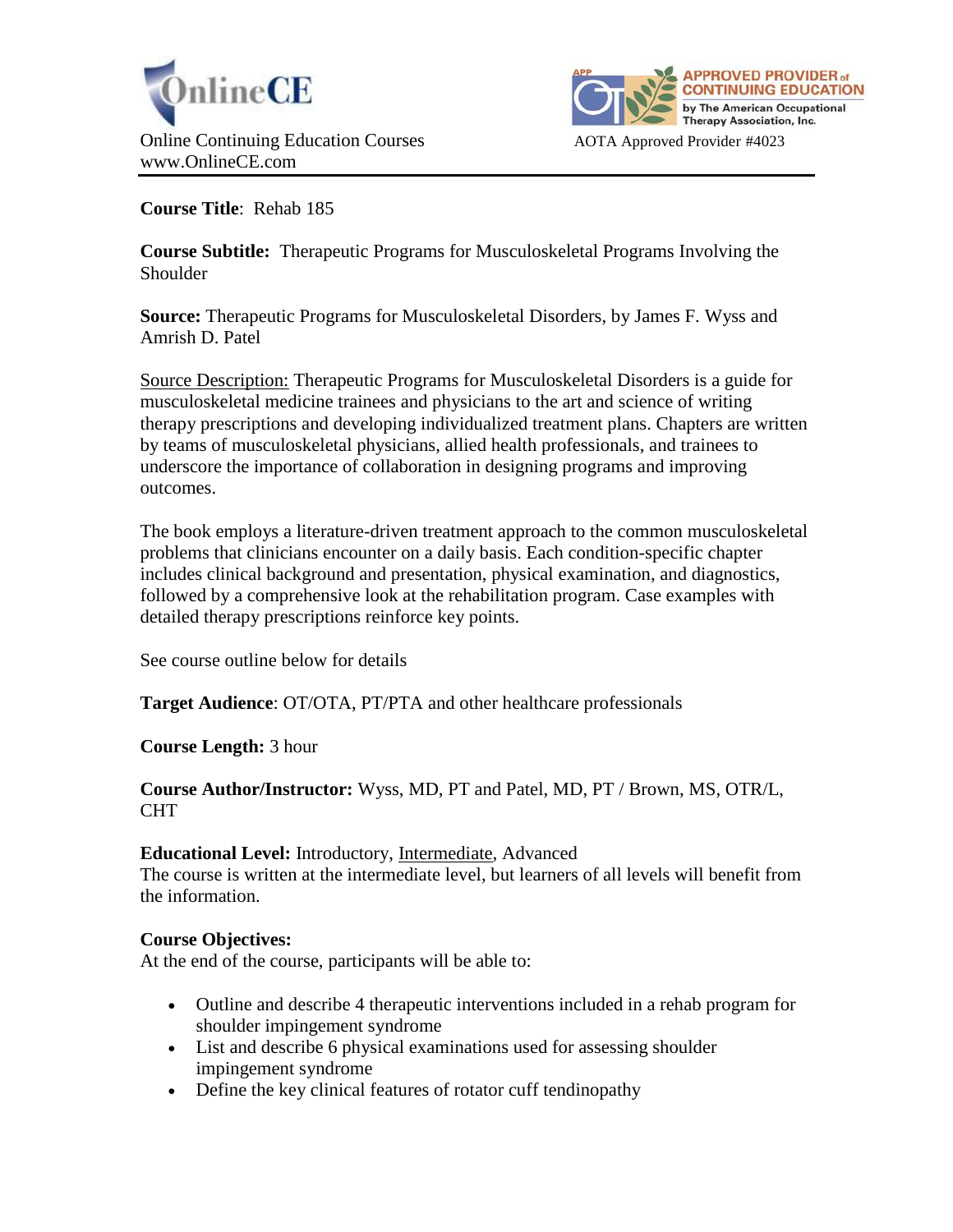OnlineCE

Online Continuing Education Courses
www.OnlineCE.com

APPROVED PROVIDER of CONTINUING EDUCATION by The American Occupational Therapy Association, Inc.

AOTA Approved Provider #4023

---

**Course Title**: Rehab 185

**Course Subtitle:** Therapeutic Programs for Musculoskeletal Programs Involving the Shoulder

**Source:** Therapeutic Programs for Musculoskeletal Disorders, by James F. Wyss and Amrish D. Patel

Source Description: Therapeutic Programs for Musculoskeletal Disorders is a guide for musculoskeletal medicine trainees and physicians to the art and science of writing therapy prescriptions and developing individualized treatment plans. Chapters are written by teams of musculoskeletal physicians, allied health professionals, and trainees to underscore the importance of collaboration in designing programs and improving outcomes.

The book employs a literature-driven treatment approach to the common musculoskeletal problems that clinicians encounter on a daily basis. Each condition-specific chapter includes clinical background and presentation, physical examination, and diagnostics, followed by a comprehensive look at the rehabilitation program. Case examples with detailed therapy prescriptions reinforce key points.

See course outline below for details

**Target Audience**: OT/OTA, PT/PTA and other healthcare professionals

**Course Length:** 3 hour

**Course Author/Instructor:** Wyss, MD, PT and Patel, MD, PT / Brown, MS, OTR/L, CHT

**Educational Level:** Introductory, Intermediate, Advanced
The course is written at the intermediate level, but learners of all levels will benefit from the information.

**Course Objectives:**
At the end of the course, participants will be able to:

- Outline and describe 4 therapeutic interventions included in a rehab program for shoulder impingement syndrome
- List and describe 6 physical examinations used for assessing shoulder impingement syndrome
- Define the key clinical features of rotator cuff tendinopathy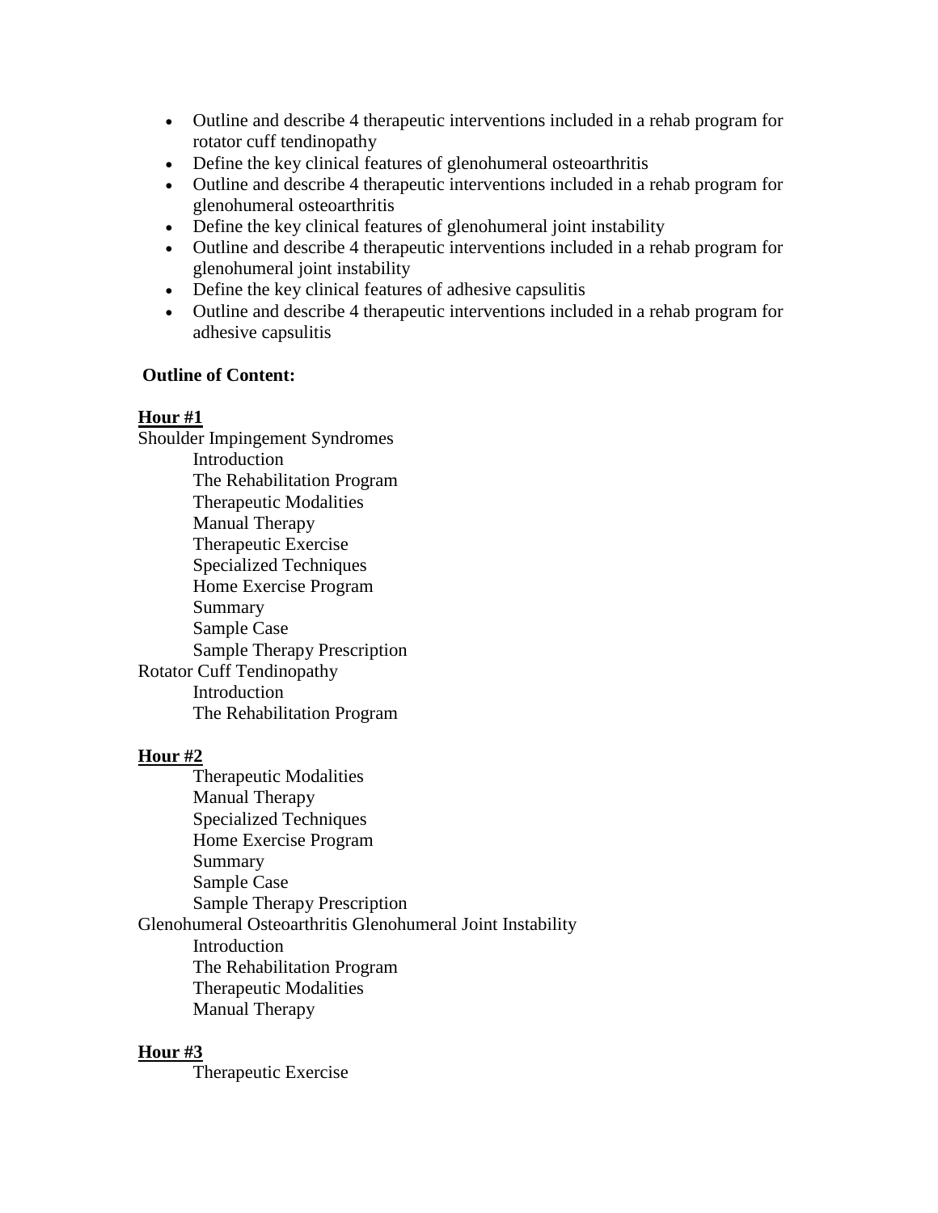- Outline and describe 4 therapeutic interventions included in a rehab program for rotator cuff tendinopathy
- Define the key clinical features of glenohumeral osteoarthritis
- Outline and describe 4 therapeutic interventions included in a rehab program for glenohumeral osteoarthritis
- Define the key clinical features of glenohumeral joint instability
- Outline and describe 4 therapeutic interventions included in a rehab program for glenohumeral joint instability
- Define the key clinical features of adhesive capsulitis
- Outline and describe 4 therapeutic interventions included in a rehab program for adhesive capsulitis

**Outline of Content:**

**Hour #1**

Shoulder Impingement Syndromes
- Introduction
- The Rehabilitation Program
- Therapeutic Modalities
- Manual Therapy
- Therapeutic Exercise
- Specialized Techniques
- Home Exercise Program
- Summary
- Sample Case
- Sample Therapy Prescription

Rotator Cuff Tendinopathy
- Introduction
- The Rehabilitation Program

**Hour #2**

- Therapeutic Modalities
- Manual Therapy
- Specialized Techniques
- Home Exercise Program
- Summary
- Sample Case
- Sample Therapy Prescription

Glenohumeral Osteoarthritis Glenohumeral Joint Instability
- Introduction
- The Rehabilitation Program
- Therapeutic Modalities
- Manual Therapy

**Hour #3**

- Therapeutic Exercise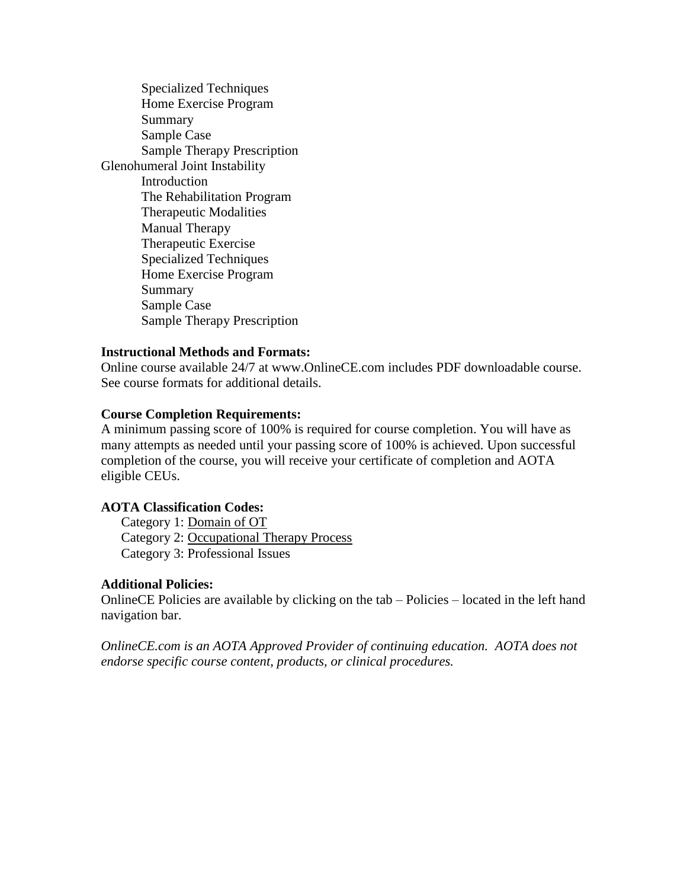- Specialized Techniques
- Home Exercise Program
- Summary
- Sample Case
- Sample Therapy Prescription

Glenohumeral Joint Instability

- Introduction
- The Rehabilitation Program
- Therapeutic Modalities
- Manual Therapy
- Therapeutic Exercise
- Specialized Techniques
- Home Exercise Program
- Summary
- Sample Case
- Sample Therapy Prescription

**Instructional Methods and Formats:**
Online course available 24/7 at www.OnlineCE.com includes PDF downloadable course. See course formats for additional details.

**Course Completion Requirements:**
A minimum passing score of 100% is required for course completion. You will have as many attempts as needed until your passing score of 100% is achieved. Upon successful completion of the course, you will receive your certificate of completion and AOTA eligible CEUs.

**AOTA Classification Codes:**

Category 1: Domain of OT
Category 2: Occupational Therapy Process
Category 3: Professional Issues

**Additional Policies:**
OnlineCE Policies are available by clicking on the tab – Policies – located in the left hand navigation bar.

*OnlineCE.com is an AOTA Approved Provider of continuing education. AOTA does not endorse specific course content, products, or clinical procedures.*